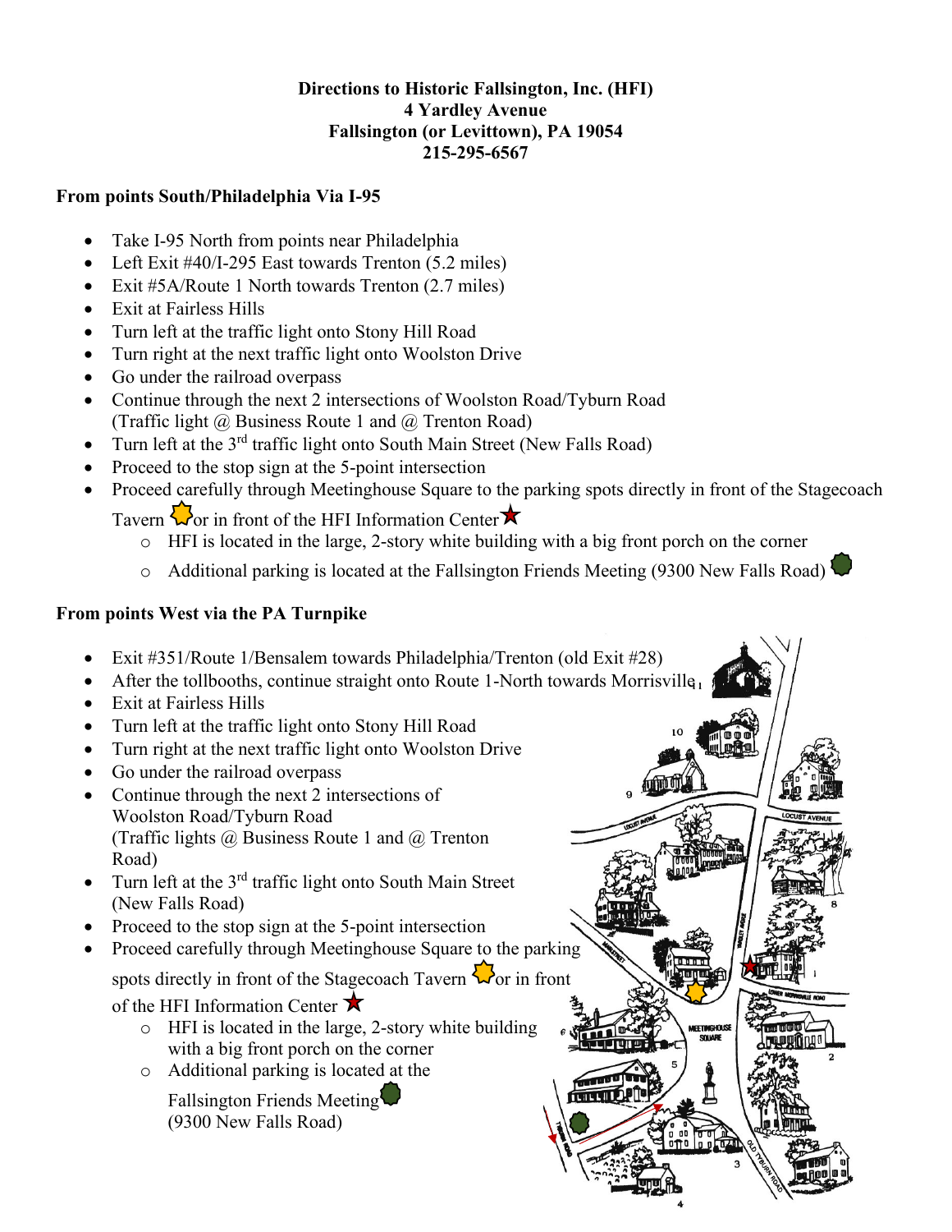**Directions to Historic Fallsington, Inc. (HFI)**
**4 Yardley Avenue**
**Fallsington (or Levittown), PA 19054**
**215-295-6567**

## From points South/Philadelphia Via I-95

- Take I-95 North from points near Philadelphia
- Left Exit #40/I-295 East towards Trenton (5.2 miles)
- Exit #5A/Route 1 North towards Trenton (2.7 miles)
- Exit at Fairless Hills
- Turn left at the traffic light onto Stony Hill Road
- Turn right at the next traffic light onto Woolston Drive
- Go under the railroad overpass
- Continue through the next 2 intersections of Woolston Road/Tyburn Road (Traffic light @ Business Route 1 and @ Trenton Road)
- Turn left at the 3rd traffic light onto South Main Street (New Falls Road)
- Proceed to the stop sign at the 5-point intersection
- Proceed carefully through Meetinghouse Square to the parking spots directly in front of the Stagecoach Tavern or in front of the HFI Information Center
  - HFI is located in the large, 2-story white building with a big front porch on the corner
  - Additional parking is located at the Fallsington Friends Meeting (9300 New Falls Road)

## From points West via the PA Turnpike

- Exit #351/Route 1/Bensalem towards Philadelphia/Trenton (old Exit #28)
- After the tollbooths, continue straight onto Route 1-North towards Morrisville
- Exit at Fairless Hills
- Turn left at the traffic light onto Stony Hill Road
- Turn right at the next traffic light onto Woolston Drive
- Go under the railroad overpass
- Continue through the next 2 intersections of Woolston Road/Tyburn Road (Traffic lights @ Business Route 1 and @ Trenton Road)
- Turn left at the 3rd traffic light onto South Main Street (New Falls Road)
- Proceed to the stop sign at the 5-point intersection
- Proceed carefully through Meetinghouse Square to the parking spots directly in front of the Stagecoach Tavern or in front of the HFI Information Center
  - HFI is located in the large, 2-story white building with a big front porch on the corner
  - Additional parking is located at the Fallsington Friends Meeting (9300 New Falls Road)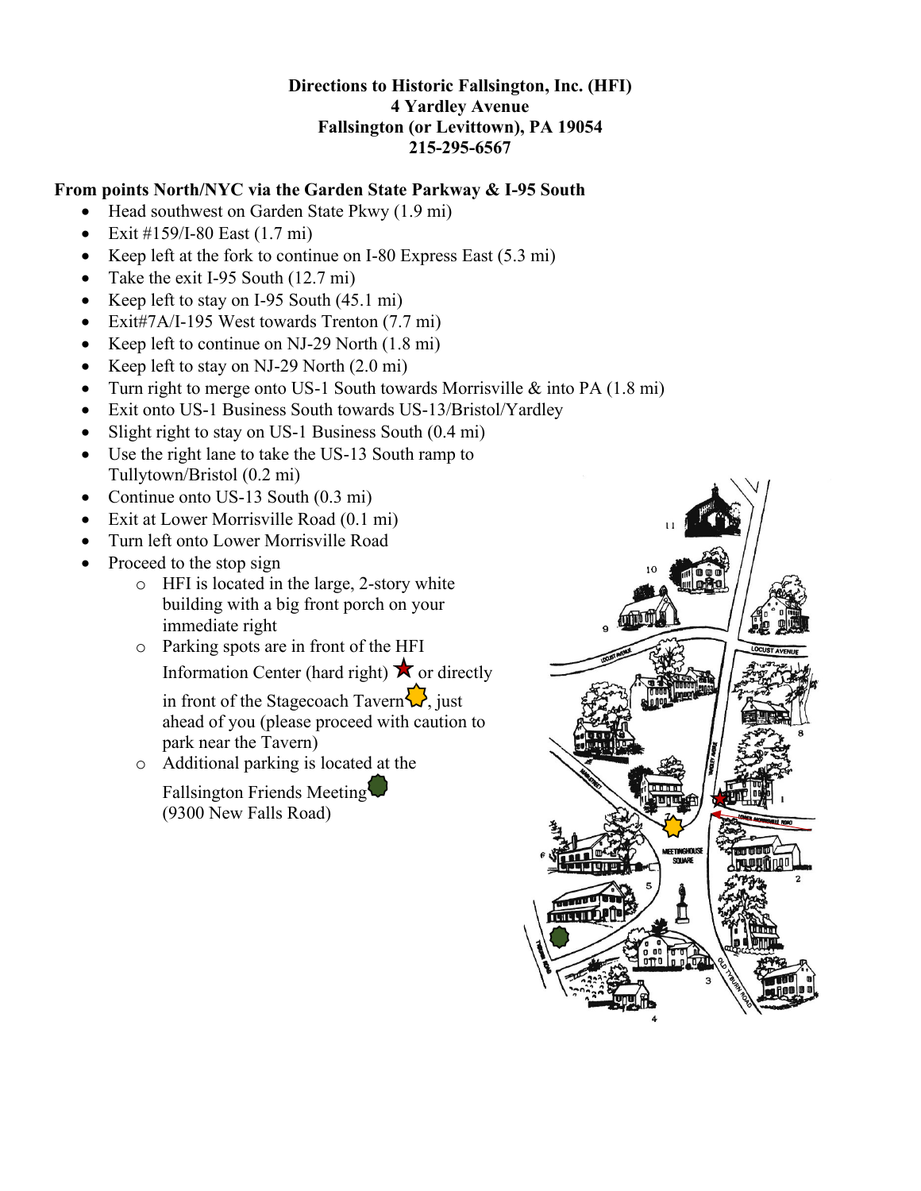**Directions to Historic Fallsington, Inc. (HFI)**
**4 Yardley Avenue**
**Fallsington (or Levittown), PA 19054**
**215-295-6567**

**From points North/NYC via the Garden State Parkway & I-95 South**

- Head southwest on Garden State Pkwy (1.9 mi)
- Exit #159/I-80 East (1.7 mi)
- Keep left at the fork to continue on I-80 Express East (5.3 mi)
- Take the exit I-95 South (12.7 mi)
- Keep left to stay on I-95 South (45.1 mi)
- Exit#7A/I-195 West towards Trenton (7.7 mi)
- Keep left to continue on NJ-29 North (1.8 mi)
- Keep left to stay on NJ-29 North (2.0 mi)
- Turn right to merge onto US-1 South towards Morrisville & into PA (1.8 mi)
- Exit onto US-1 Business South towards US-13/Bristol/Yardley
- Slight right to stay on US-1 Business South (0.4 mi)
- Use the right lane to take the US-13 South ramp to Tullytown/Bristol (0.2 mi)
- Continue onto US-13 South (0.3 mi)
- Exit at Lower Morrisville Road (0.1 mi)
- Turn left onto Lower Morrisville Road
- Proceed to the stop sign
    - HFI is located in the large, 2-story white building with a big front porch on your immediate right
    - Parking spots are in front of the HFI Information Center (hard right) ★ or directly in front of the Stagecoach Tavern, just ahead of you (please proceed with caution to park near the Tavern)
    - Additional parking is located at the Fallsington Friends Meeting (9300 New Falls Road)

11
10
9
LOCUST AVENUE
LOCUST AVENUE
8
MAIN STREET
YARDLEY AVENUE
1
LOWER MORRISVILLE ROAD
7
6
MEETINGHOUSE SQUARE
2
5
TYBURN ROAD
OLD TYBURN ROAD
3
4